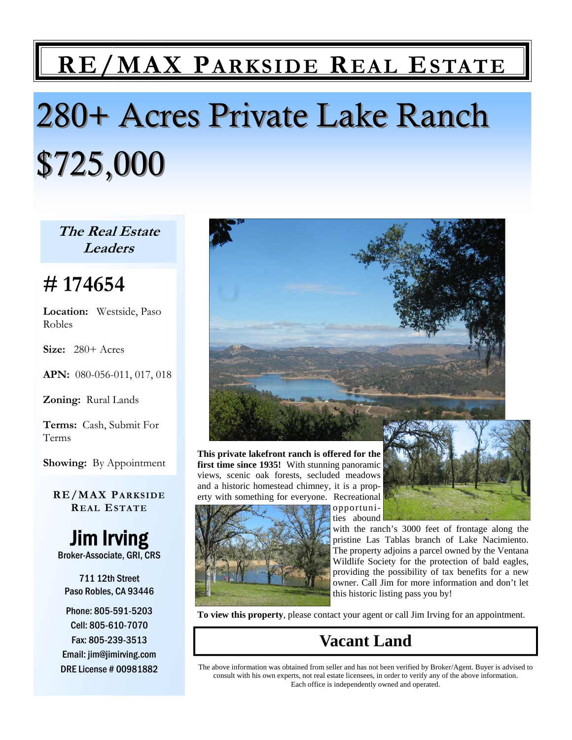# RE/MAX PARKSIDE REAL ESTATE

# 280+ Acres Private Lake Ranch

# $725,000

***The Real Estate Leaders***

## # 174654

**Location:** Westside, Paso Robles

**Size:** 280+ Acres

**APN:** 080-056-011, 017, 018

**Zoning:** Rural Lands

**Terms:** Cash, Submit For Terms

**Showing:** By Appointment

**RE/MAX PARKSIDE REAL ESTATE**

**Jim Irving**
Broker-Associate, GRI, CRS

711 12th Street
Paso Robles, CA 93446

Phone: 805-591-5203
Cell: 805-610-7070
Fax: 805-239-3513
Email: jim@jimirving.com
DRE License # 00981882

**This private lakefront ranch is offered for the first time since 1935!** With stunning panoramic views, scenic oak forests, secluded meadows and a historic homestead chimney, it is a property with something for everyone. Recreational opportunities abound with the ranch's 3000 feet of frontage along the pristine Las Tablas branch of Lake Nacimiento. The property adjoins a parcel owned by the Ventana Wildlife Society for the protection of bald eagles, providing the possibility of tax benefits for a new owner. Call Jim for more information and don't let this historic listing pass you by!

**To view this property**, please contact your agent or call Jim Irving for an appointment.

## Vacant Land

The above information was obtained from seller and has not been verified by Broker/Agent. Buyer is advised to consult with his own experts, not real estate licensees, in order to verify any of the above information. Each office is independently owned and operated.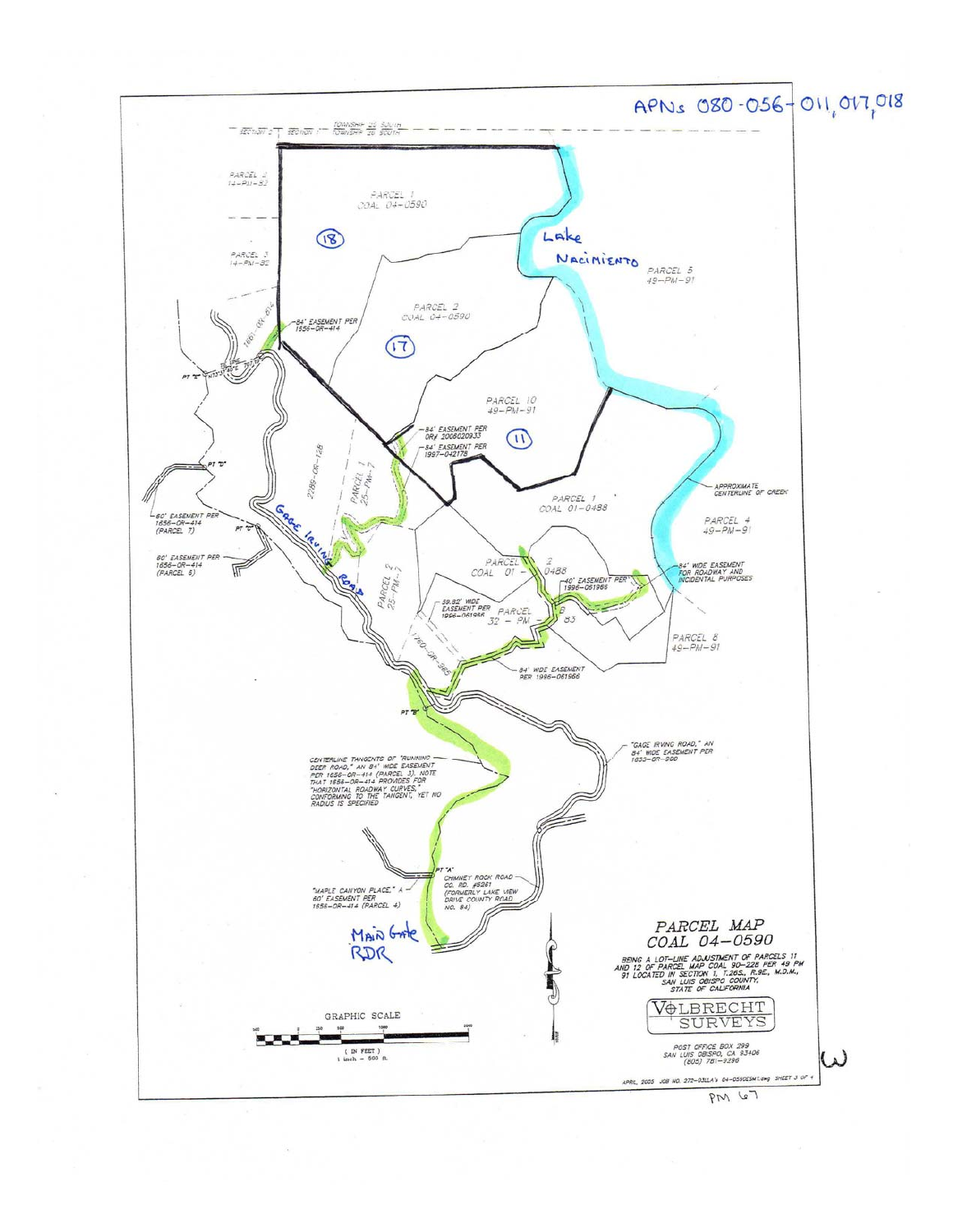APNs 080-056-011, 017, 018

TOWNSHIP 25 SOUTH
TOWNSHIP 26 SOUTH
SECTION 2
SECTION 1

PARCEL 2
14-PM-82

PARCEL 3
14-PM-82

PARCEL 1
COAL 04-0590

(18)

Lake Nacimiento

PARCEL 5
49-PM-91

PARCEL 2
COAL 04-0590

(17)

84' EASEMENT PER
1656-OR-414

PARCEL 10
49-PM-91

84' EASEMENT PER
OR# 2006020933

84' EASEMENT PER
1997-042178

(11)

APPROXIMATE CENTERLINE OF CREEK

PARCEL 1
COAL 01-0488

PARCEL 4
49-PM-91

2288-OR-128

PARCEL 1
25-PM-7

PT "D"

PT "C"

PT "E"

60' EASEMENT PER
1656-OR-414
(PARCEL 7)

60' EASEMENT PER
1656-OR-414
(PARCEL 6)

Gage Irving Road

PARCEL 2
COAL 01-0488

40' EASEMENT PER
1996-061966

84' WIDE EASEMENT
FOR ROADWAY AND
INCIDENTAL PURPOSES

PARCEL 2
25-PM-7

39.92' WIDE
EASEMENT PER
1996-061966

PARCEL B
32-PM-83

PARCEL 8
49-PM-91

1760-OR-985

84' WIDE EASEMENT
PER 1996-061966

PT "B"

"GAGE IRVING ROAD," AN
84' WIDE EASEMENT PER
1633-OR-900

CENTERLINE TANGENTS OF "RUNNING DEER ROAD," AN 84' WIDE EASEMENT PER 1656-OR-414 (PARCEL 3). NOTE THAT 1656-OR-414 PROVIDES FOR "HORIZONTAL ROADWAY CURVES," CONFORMING TO THE TANGENT, YET NO RADIUS IS SPECIFIED

PT "A"

CHIMNEY ROCK ROAD
CO. RD. #5261
(FORMERLY LAKE VIEW DRIVE COUNTY ROAD NO. 84)

"MAPLE CANYON PLACE," A
60' EASEMENT PER
1656-OR-414 (PARCEL 4)

Main Gate RDR

GRAPHIC SCALE

0 250 500 1000 2000

( IN FEET )
1 inch = 500 ft.

# PARCEL MAP
## COAL 04-0590

BEING A LOT-LINE ADJUSTMENT OF PARCELS 11 AND 12 OF PARCEL MAP COAL 90-228 PER 49 PM 91 LOCATED IN SECTION 1, T.26S., R.9E., M.D.M., SAN LUIS OBISPO COUNTY, STATE OF CALIFORNIA

VOLBRECHT SURVEYS

POST OFFICE BOX 299
SAN LUIS OBISPO, CA 93406
(805) 781-9396

APRIL, 2005 JOB NO. 272-03LLA's 04-0590ESMT.dwg SHEET 3 OF 4

PM 67